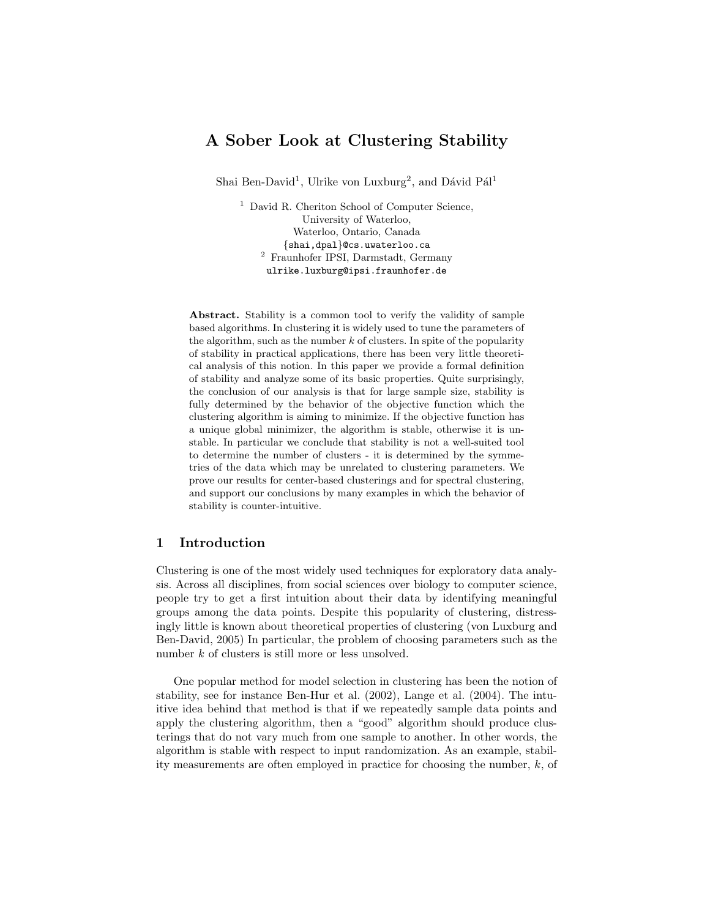# A Sober Look at Clustering Stability

Shai Ben-David[1], Ulrike von Luxburg[2], and Dávid Pál[1]

[1] David R. Cheriton School of Computer Science,
University of Waterloo,
Waterloo, Ontario, Canada
{shai,dpal}@cs.uwaterloo.ca

[2] Fraunhofer IPSI, Darmstadt, Germany
ulrike.luxburg@ipsi.fraunhofer.de

**Abstract.** Stability is a common tool to verify the validity of sample based algorithms. In clustering it is widely used to tune the parameters of the algorithm, such as the number $k$ of clusters. In spite of the popularity of stability in practical applications, there has been very little theoretical analysis of this notion. In this paper we provide a formal definition of stability and analyze some of its basic properties. Quite surprisingly, the conclusion of our analysis is that for large sample size, stability is fully determined by the behavior of the objective function which the clustering algorithm is aiming to minimize. If the objective function has a unique global minimizer, the algorithm is stable, otherwise it is unstable. In particular we conclude that stability is not a well-suited tool to determine the number of clusters - it is determined by the symmetries of the data which may be unrelated to clustering parameters. We prove our results for center-based clusterings and for spectral clustering, and support our conclusions by many examples in which the behavior of stability is counter-intuitive.

## 1 Introduction

Clustering is one of the most widely used techniques for exploratory data analysis. Across all disciplines, from social sciences over biology to computer science, people try to get a first intuition about their data by identifying meaningful groups among the data points. Despite this popularity of clustering, distressingly little is known about theoretical properties of clustering (von Luxburg and Ben-David, 2005) In particular, the problem of choosing parameters such as the number $k$ of clusters is still more or less unsolved.

One popular method for model selection in clustering has been the notion of stability, see for instance Ben-Hur et al. (2002), Lange et al. (2004). The intuitive idea behind that method is that if we repeatedly sample data points and apply the clustering algorithm, then a "good" algorithm should produce clusterings that do not vary much from one sample to another. In other words, the algorithm is stable with respect to input randomization. As an example, stability measurements are often employed in practice for choosing the number, $k$, of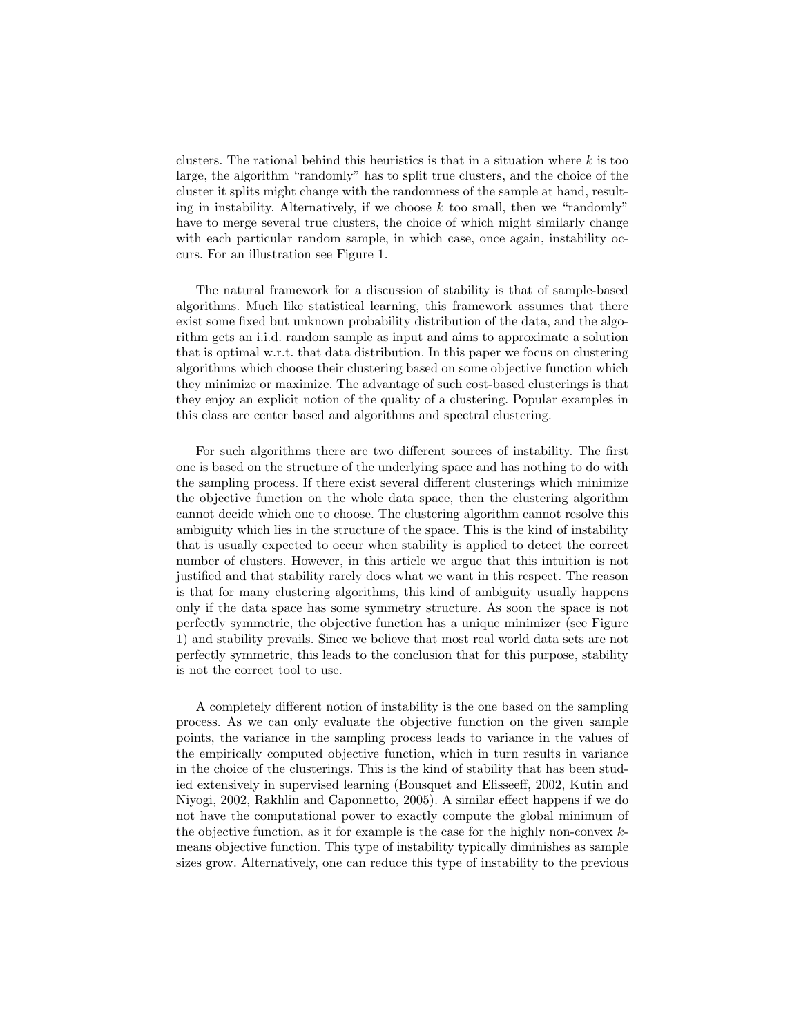clusters. The rational behind this heuristics is that in a situation where $k$ is too large, the algorithm "randomly" has to split true clusters, and the choice of the cluster it splits might change with the randomness of the sample at hand, resulting in instability. Alternatively, if we choose $k$ too small, then we "randomly" have to merge several true clusters, the choice of which might similarly change with each particular random sample, in which case, once again, instability occurs. For an illustration see Figure 1.

The natural framework for a discussion of stability is that of sample-based algorithms. Much like statistical learning, this framework assumes that there exist some fixed but unknown probability distribution of the data, and the algorithm gets an i.i.d. random sample as input and aims to approximate a solution that is optimal w.r.t. that data distribution. In this paper we focus on clustering algorithms which choose their clustering based on some objective function which they minimize or maximize. The advantage of such cost-based clusterings is that they enjoy an explicit notion of the quality of a clustering. Popular examples in this class are center based and algorithms and spectral clustering.

For such algorithms there are two different sources of instability. The first one is based on the structure of the underlying space and has nothing to do with the sampling process. If there exist several different clusterings which minimize the objective function on the whole data space, then the clustering algorithm cannot decide which one to choose. The clustering algorithm cannot resolve this ambiguity which lies in the structure of the space. This is the kind of instability that is usually expected to occur when stability is applied to detect the correct number of clusters. However, in this article we argue that this intuition is not justified and that stability rarely does what we want in this respect. The reason is that for many clustering algorithms, this kind of ambiguity usually happens only if the data space has some symmetry structure. As soon the space is not perfectly symmetric, the objective function has a unique minimizer (see Figure 1) and stability prevails. Since we believe that most real world data sets are not perfectly symmetric, this leads to the conclusion that for this purpose, stability is not the correct tool to use.

A completely different notion of instability is the one based on the sampling process. As we can only evaluate the objective function on the given sample points, the variance in the sampling process leads to variance in the values of the empirically computed objective function, which in turn results in variance in the choice of the clusterings. This is the kind of stability that has been studied extensively in supervised learning (Bousquet and Elisseeff, 2002, Kutin and Niyogi, 2002, Rakhlin and Caponnetto, 2005). A similar effect happens if we do not have the computational power to exactly compute the global minimum of the objective function, as it for example is the case for the highly non-convex $k$-means objective function. This type of instability typically diminishes as sample sizes grow. Alternatively, one can reduce this type of instability to the previous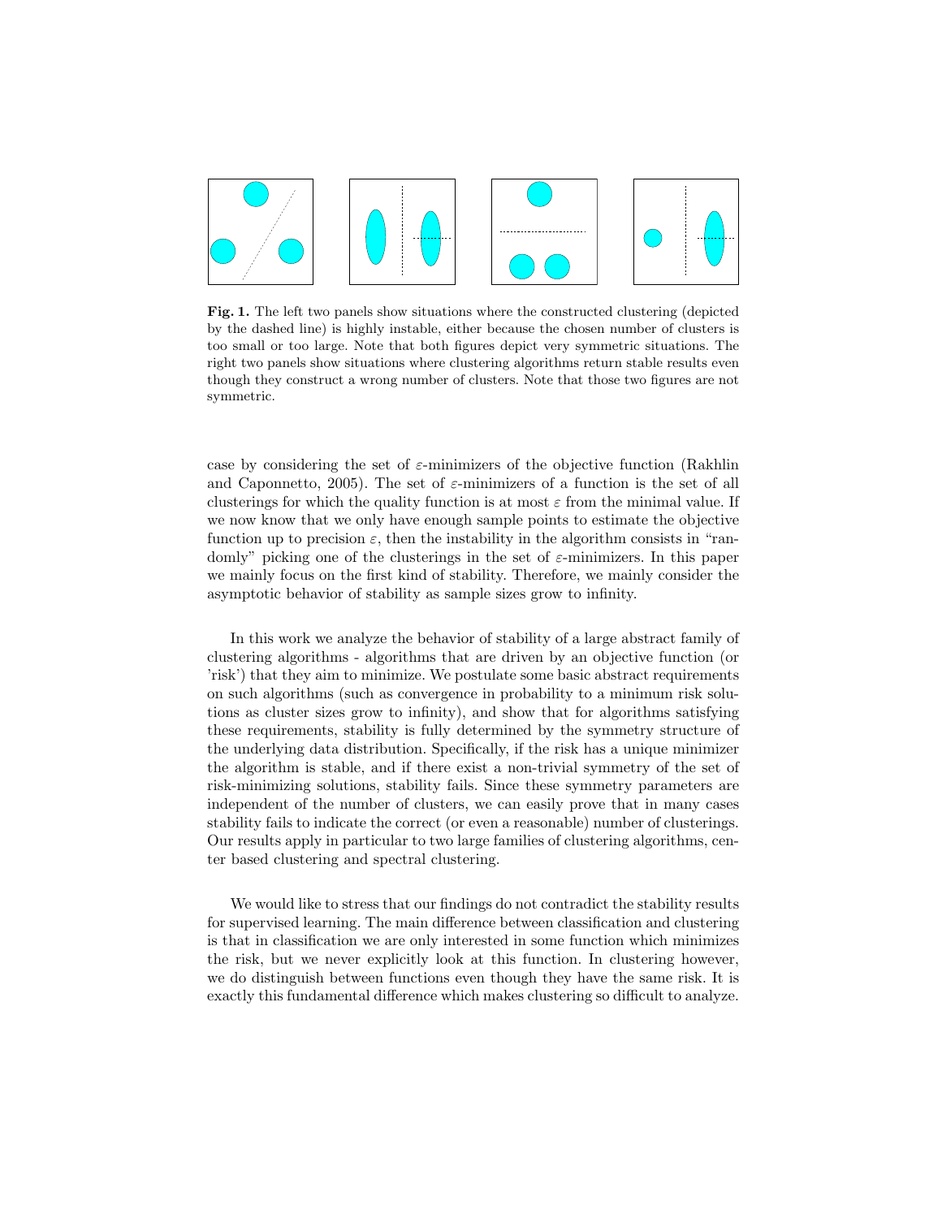**Fig. 1.** The left two panels show situations where the constructed clustering (depicted by the dashed line) is highly instable, either because the chosen number of clusters is too small or too large. Note that both figures depict very symmetric situations. The right two panels show situations where clustering algorithms return stable results even though they construct a wrong number of clusters. Note that those two figures are not symmetric.

case by considering the set of $\varepsilon$-minimizers of the objective function (Rakhlin and Caponnetto, 2005). The set of $\varepsilon$-minimizers of a function is the set of all clusterings for which the quality function is at most $\varepsilon$ from the minimal value. If we now know that we only have enough sample points to estimate the objective function up to precision $\varepsilon$, then the instability in the algorithm consists in "randomly" picking one of the clusterings in the set of $\varepsilon$-minimizers. In this paper we mainly focus on the first kind of stability. Therefore, we mainly consider the asymptotic behavior of stability as sample sizes grow to infinity.

In this work we analyze the behavior of stability of a large abstract family of clustering algorithms - algorithms that are driven by an objective function (or 'risk') that they aim to minimize. We postulate some basic abstract requirements on such algorithms (such as convergence in probability to a minimum risk solutions as cluster sizes grow to infinity), and show that for algorithms satisfying these requirements, stability is fully determined by the symmetry structure of the underlying data distribution. Specifically, if the risk has a unique minimizer the algorithm is stable, and if there exist a non-trivial symmetry of the set of risk-minimizing solutions, stability fails. Since these symmetry parameters are independent of the number of clusters, we can easily prove that in many cases stability fails to indicate the correct (or even a reasonable) number of clusterings. Our results apply in particular to two large families of clustering algorithms, center based clustering and spectral clustering.

We would like to stress that our findings do not contradict the stability results for supervised learning. The main difference between classification and clustering is that in classification we are only interested in some function which minimizes the risk, but we never explicitly look at this function. In clustering however, we do distinguish between functions even though they have the same risk. It is exactly this fundamental difference which makes clustering so difficult to analyze.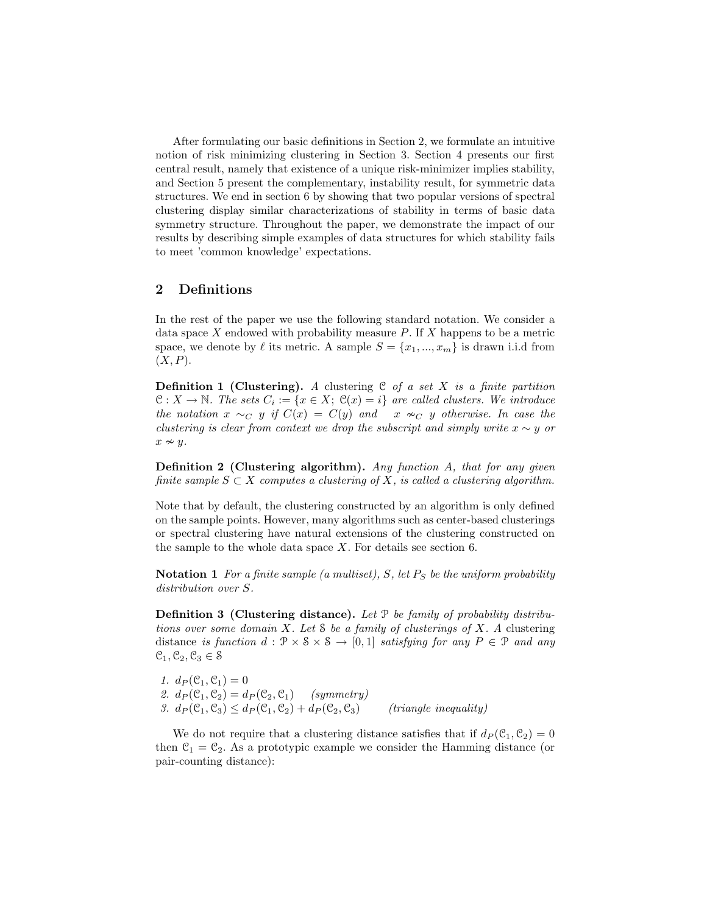After formulating our basic definitions in Section 2, we formulate an intuitive notion of risk minimizing clustering in Section 3. Section 4 presents our first central result, namely that existence of a unique risk-minimizer implies stability, and Section 5 present the complementary, instability result, for symmetric data structures. We end in section 6 by showing that two popular versions of spectral clustering display similar characterizations of stability in terms of basic data symmetry structure. Throughout the paper, we demonstrate the impact of our results by describing simple examples of data structures for which stability fails to meet 'common knowledge' expectations.

## 2 Definitions

In the rest of the paper we use the following standard notation. We consider a data space $X$ endowed with probability measure $P$. If $X$ happens to be a metric space, we denote by $\ell$ its metric. A sample $S = \{x_1, ..., x_m\}$ is drawn i.i.d from $(X, P)$.

**Definition 1 (Clustering).** *A* clustering $\mathcal{C}$ *of a set* $X$ *is a finite partition* $\mathcal{C} : X \to \mathbb{N}$*. The sets* $C_i := \{x \in X;\ \mathcal{C}(x) = i\}$ *are called clusters. We introduce the notation* $x \sim_C y$ *if* $C(x) = C(y)$ *and* $x \nsim_C y$ *otherwise. In case the clustering is clear from context we drop the subscript and simply write* $x \sim y$ *or* $x \nsim y$*.*

**Definition 2 (Clustering algorithm).** *Any function* $A$*, that for any given finite sample* $S \subset X$ *computes a clustering of* $X$*, is called a clustering algorithm.*

Note that by default, the clustering constructed by an algorithm is only defined on the sample points. However, many algorithms such as center-based clusterings or spectral clustering have natural extensions of the clustering constructed on the sample to the whole data space $X$. For details see section 6.

**Notation 1** *For a finite sample (a multiset),* $S$*, let* $P_S$ *be the uniform probability distribution over* $S$*.*

**Definition 3 (Clustering distance).** *Let* $\mathcal{P}$ *be family of probability distributions over some domain* $X$*. Let* $\mathcal{S}$ *be a family of clusterings of* $X$*. A* clustering distance *is function* $d : \mathcal{P} \times \mathcal{S} \times \mathcal{S} \to [0, 1]$ *satisfying for any* $P \in \mathcal{P}$ *and any* $\mathcal{C}_1, \mathcal{C}_2, \mathcal{C}_3 \in \mathcal{S}$

1. $d_P(\mathcal{C}_1, \mathcal{C}_1) = 0$
2. $d_P(\mathcal{C}_1, \mathcal{C}_2) = d_P(\mathcal{C}_2, \mathcal{C}_1)$ *(symmetry)*
3. $d_P(\mathcal{C}_1, \mathcal{C}_3) \le d_P(\mathcal{C}_1, \mathcal{C}_2) + d_P(\mathcal{C}_2, \mathcal{C}_3)$ *(triangle inequality)*

We do not require that a clustering distance satisfies that if $d_P(\mathcal{C}_1, \mathcal{C}_2) = 0$ then $\mathcal{C}_1 = \mathcal{C}_2$. As a prototypic example we consider the Hamming distance (or pair-counting distance):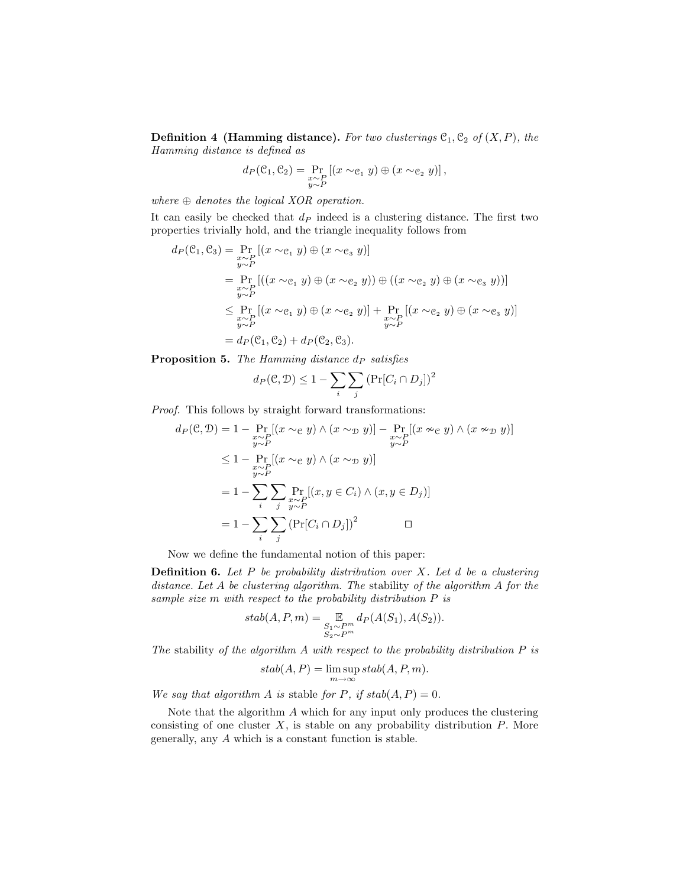**Definition 4 (Hamming distance).** *For two clusterings $\mathcal{C}_1, \mathcal{C}_2$ of $(X, P)$, the Hamming distance is defined as*

$$d_P(\mathcal{C}_1, \mathcal{C}_2) = \Pr_{\substack{x \sim P \\ y \sim P}} \left[ (x \sim_{\mathcal{C}_1} y) \oplus (x \sim_{\mathcal{C}_2} y) \right],$$

*where $\oplus$ denotes the logical XOR operation.*

It can easily be checked that $d_P$ indeed is a clustering distance. The first two properties trivially hold, and the triangle inequality follows from

$$\begin{aligned}
d_P(\mathcal{C}_1, \mathcal{C}_3) &= \Pr_{\substack{x \sim P \\ y \sim P}} \left[ (x \sim_{\mathcal{C}_1} y) \oplus (x \sim_{\mathcal{C}_3} y) \right] \\
&= \Pr_{\substack{x \sim P \\ y \sim P}} \left[ ((x \sim_{\mathcal{C}_1} y) \oplus (x \sim_{\mathcal{C}_2} y)) \oplus ((x \sim_{\mathcal{C}_2} y) \oplus (x \sim_{\mathcal{C}_3} y)) \right] \\
&\leq \Pr_{\substack{x \sim P \\ y \sim P}} \left[ (x \sim_{\mathcal{C}_1} y) \oplus (x \sim_{\mathcal{C}_2} y) \right] + \Pr_{\substack{x \sim P \\ y \sim P}} \left[ (x \sim_{\mathcal{C}_2} y) \oplus (x \sim_{\mathcal{C}_3} y) \right] \\
&= d_P(\mathcal{C}_1, \mathcal{C}_2) + d_P(\mathcal{C}_2, \mathcal{C}_3).
\end{aligned}$$

**Proposition 5.** *The Hamming distance $d_P$ satisfies*

$$d_P(\mathcal{C}, \mathcal{D}) \leq 1 - \sum_i \sum_j \left( \Pr[C_i \cap D_j] \right)^2$$

*Proof.* This follows by straight forward transformations:

$$\begin{aligned}
d_P(\mathcal{C}, \mathcal{D}) &= 1 - \Pr_{\substack{x \sim P \\ y \sim P}} [(x \sim_{\mathcal{C}} y) \wedge (x \sim_{\mathcal{D}} y)] - \Pr_{\substack{x \sim P \\ y \sim P}} [(x \not\sim_{\mathcal{C}} y) \wedge (x \not\sim_{\mathcal{D}} y)] \\
&\leq 1 - \Pr_{\substack{x \sim P \\ y \sim P}} [(x \sim_{\mathcal{C}} y) \wedge (x \sim_{\mathcal{D}} y)] \\
&= 1 - \sum_i \sum_j \Pr_{\substack{x \sim P \\ y \sim P}} [(x, y \in C_i) \wedge (x, y \in D_j)] \\
&= 1 - \sum_i \sum_j \left( \Pr[C_i \cap D_j] \right)^2 \qquad \square
\end{aligned}$$

Now we define the fundamental notion of this paper:

**Definition 6.** *Let $P$ be probability distribution over $X$. Let $d$ be a clustering distance. Let $A$ be clustering algorithm. The* stability *of the algorithm $A$ for the sample size $m$ with respect to the probability distribution $P$ is*

$$stab(A, P, m) = \mathop{\mathbb{E}}_{\substack{S_1 \sim P^m \\ S_2 \sim P^m}} d_P(A(S_1), A(S_2)).$$

*The* stability *of the algorithm $A$ with respect to the probability distribution $P$ is*

$$stab(A, P) = \limsup_{m \to \infty} stab(A, P, m).$$

*We say that algorithm $A$ is* stable *for $P$, if $stab(A, P) = 0$.*

Note that the algorithm $A$ which for any input only produces the clustering consisting of one cluster $X$, is stable on any probability distribution $P$. More generally, any $A$ which is a constant function is stable.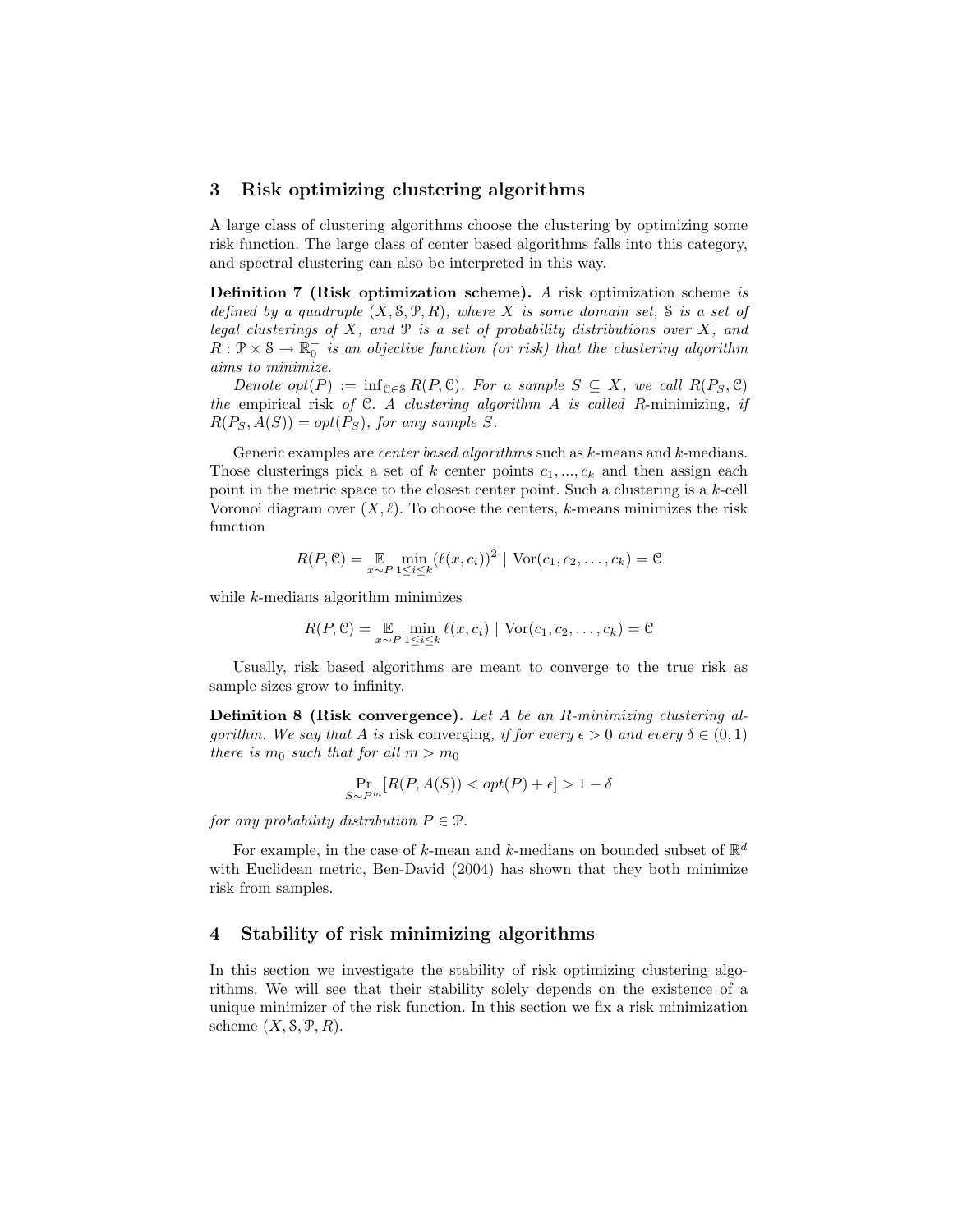## 3 Risk optimizing clustering algorithms

A large class of clustering algorithms choose the clustering by optimizing some risk function. The large class of center based algorithms falls into this category, and spectral clustering can also be interpreted in this way.

**Definition 7 (Risk optimization scheme).** *A* risk optimization scheme *is defined by a quadruple* $(X, \mathcal{S}, \mathcal{P}, R)$*, where* $X$ *is some domain set,* $\mathcal{S}$ *is a set of legal clusterings of* $X$*, and* $\mathcal{P}$ *is a set of probability distributions over* $X$*, and* $R : \mathcal{P} \times \mathcal{S} \to \mathbb{R}_0^+$ *is an objective function (or risk) that the clustering algorithm aims to minimize.*

*Denote* $opt(P) := \inf_{\mathcal{C} \in \mathcal{S}} R(P, \mathcal{C})$*. For a sample* $S \subseteq X$*, we call* $R(P_S, \mathcal{C})$ *the* empirical risk *of* $\mathcal{C}$*. A clustering algorithm* $A$ *is called* $R$-minimizing*, if* $R(P_S, A(S)) = opt(P_S)$*, for any sample* $S$*.*

Generic examples are *center based algorithms* such as $k$-means and $k$-medians. Those clusterings pick a set of $k$ center points $c_1, ..., c_k$ and then assign each point in the metric space to the closest center point. Such a clustering is a $k$-cell Voronoi diagram over $(X, \ell)$. To choose the centers, $k$-means minimizes the risk function

$$R(P, \mathcal{C}) = \mathop{\mathbb{E}}_{x \sim P} \min_{1 \leq i \leq k} (\ell(x, c_i))^2 \mid \mathrm{Vor}(c_1, c_2, \ldots, c_k) = \mathcal{C}$$

while $k$-medians algorithm minimizes

$$R(P, \mathcal{C}) = \mathop{\mathbb{E}}_{x \sim P} \min_{1 \leq i \leq k} \ell(x, c_i) \mid \mathrm{Vor}(c_1, c_2, \ldots, c_k) = \mathcal{C}$$

Usually, risk based algorithms are meant to converge to the true risk as sample sizes grow to infinity.

**Definition 8 (Risk convergence).** *Let* $A$ *be an* $R$*-minimizing clustering algorithm. We say that* $A$ *is* risk converging*, if for every* $\epsilon > 0$ *and every* $\delta \in (0, 1)$ *there is* $m_0$ *such that for all* $m > m_0$

$$\Pr_{S \sim P^m} [R(P, A(S)) < opt(P) + \epsilon] > 1 - \delta$$

*for any probability distribution* $P \in \mathcal{P}$*.*

For example, in the case of $k$-mean and $k$-medians on bounded subset of $\mathbb{R}^d$ with Euclidean metric, Ben-David (2004) has shown that they both minimize risk from samples.

## 4 Stability of risk minimizing algorithms

In this section we investigate the stability of risk optimizing clustering algorithms. We will see that their stability solely depends on the existence of a unique minimizer of the risk function. In this section we fix a risk minimization scheme $(X, \mathcal{S}, \mathcal{P}, R)$.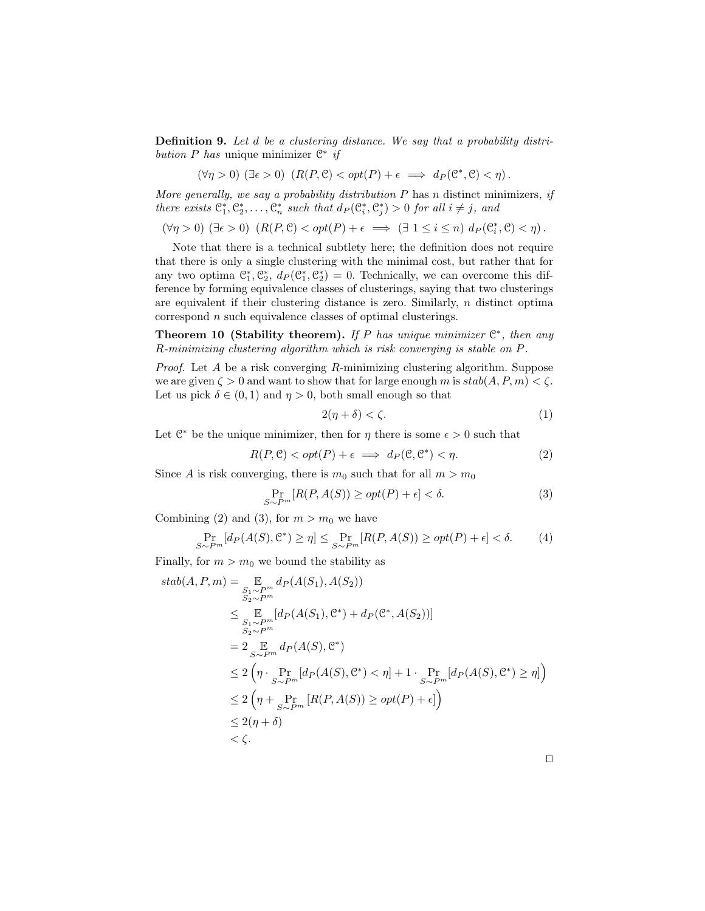**Definition 9.** *Let $d$ be a clustering distance. We say that a probability distribution $P$ has* unique minimizer $\mathcal{C}^*$ *if*

$$(\forall \eta > 0)\ (\exists \epsilon > 0)\ \left(R(P, \mathcal{C}) < opt(P) + \epsilon \implies d_P(\mathcal{C}^*, \mathcal{C}) < \eta\right).$$

*More generally, we say a probability distribution $P$* has $n$ distinct minimizers*, if there exists $\mathcal{C}_1^*, \mathcal{C}_2^*, \ldots, \mathcal{C}_n^*$ such that $d_P(\mathcal{C}_i^*, \mathcal{C}_j^*) > 0$ for all $i \neq j$, and*

$$(\forall \eta > 0)\ (\exists \epsilon > 0)\ \left(R(P, \mathcal{C}) < opt(P) + \epsilon \implies (\exists\ 1 \leq i \leq n)\ d_P(\mathcal{C}_i^*, \mathcal{C}) < \eta\right).$$

Note that there is a technical subtlety here; the definition does not require that there is only a single clustering with the minimal cost, but rather that for any two optima $\mathcal{C}_1^*, \mathcal{C}_2^*$, $d_P(\mathcal{C}_1^*, \mathcal{C}_2^*) = 0$. Technically, we can overcome this difference by forming equivalence classes of clusterings, saying that two clusterings are equivalent if their clustering distance is zero. Similarly, $n$ distinct optima correspond $n$ such equivalence classes of optimal clusterings.

**Theorem 10 (Stability theorem).** *If $P$ has unique minimizer $\mathcal{C}^*$, then any $R$-minimizing clustering algorithm which is risk converging is stable on $P$.*

*Proof.* Let $A$ be a risk converging $R$-minimizing clustering algorithm. Suppose we are given $\zeta > 0$ and want to show that for large enough $m$ is $stab(A, P, m) < \zeta$. Let us pick $\delta \in (0, 1)$ and $\eta > 0$, both small enough so that

$$2(\eta + \delta) < \zeta. \tag{1}$$

Let $\mathcal{C}^*$ be the unique minimizer, then for $\eta$ there is some $\epsilon > 0$ such that

$$R(P, \mathcal{C}) < opt(P) + \epsilon \implies d_P(\mathcal{C}, \mathcal{C}^*) < \eta. \tag{2}$$

Since $A$ is risk converging, there is $m_0$ such that for all $m > m_0$

$$\Pr_{S \sim P^m}[R(P, A(S)) \geq opt(P) + \epsilon] < \delta. \tag{3}$$

Combining (2) and (3), for $m > m_0$ we have

$$\Pr_{S \sim P^m}[d_P(A(S), \mathcal{C}^*) \geq \eta] \leq \Pr_{S \sim P^m}[R(P, A(S)) \geq opt(P) + \epsilon] < \delta. \tag{4}$$

Finally, for $m > m_0$ we bound the stability as

$$\begin{aligned}
stab(A, P, m) &= \mathop{\mathbb{E}}_{\substack{S_1 \sim P^m \\ S_2 \sim P^m}} d_P(A(S_1), A(S_2)) \\
&\leq \mathop{\mathbb{E}}_{\substack{S_1 \sim P^m \\ S_2 \sim P^m}} [d_P(A(S_1), \mathcal{C}^*) + d_P(\mathcal{C}^*, A(S_2))] \\
&= 2 \mathop{\mathbb{E}}_{S \sim P^m} d_P(A(S), \mathcal{C}^*) \\
&\leq 2 \left(\eta \cdot \Pr_{S \sim P^m}[d_P(A(S), \mathcal{C}^*) < \eta] + 1 \cdot \Pr_{S \sim P^m}[d_P(A(S), \mathcal{C}^*) \geq \eta]\right) \\
&\leq 2 \left(\eta + \Pr_{S \sim P^m}[R(P, A(S)) \geq opt(P) + \epsilon]\right) \\
&\leq 2(\eta + \delta) \\
&< \zeta.
\end{aligned}$$

$\square$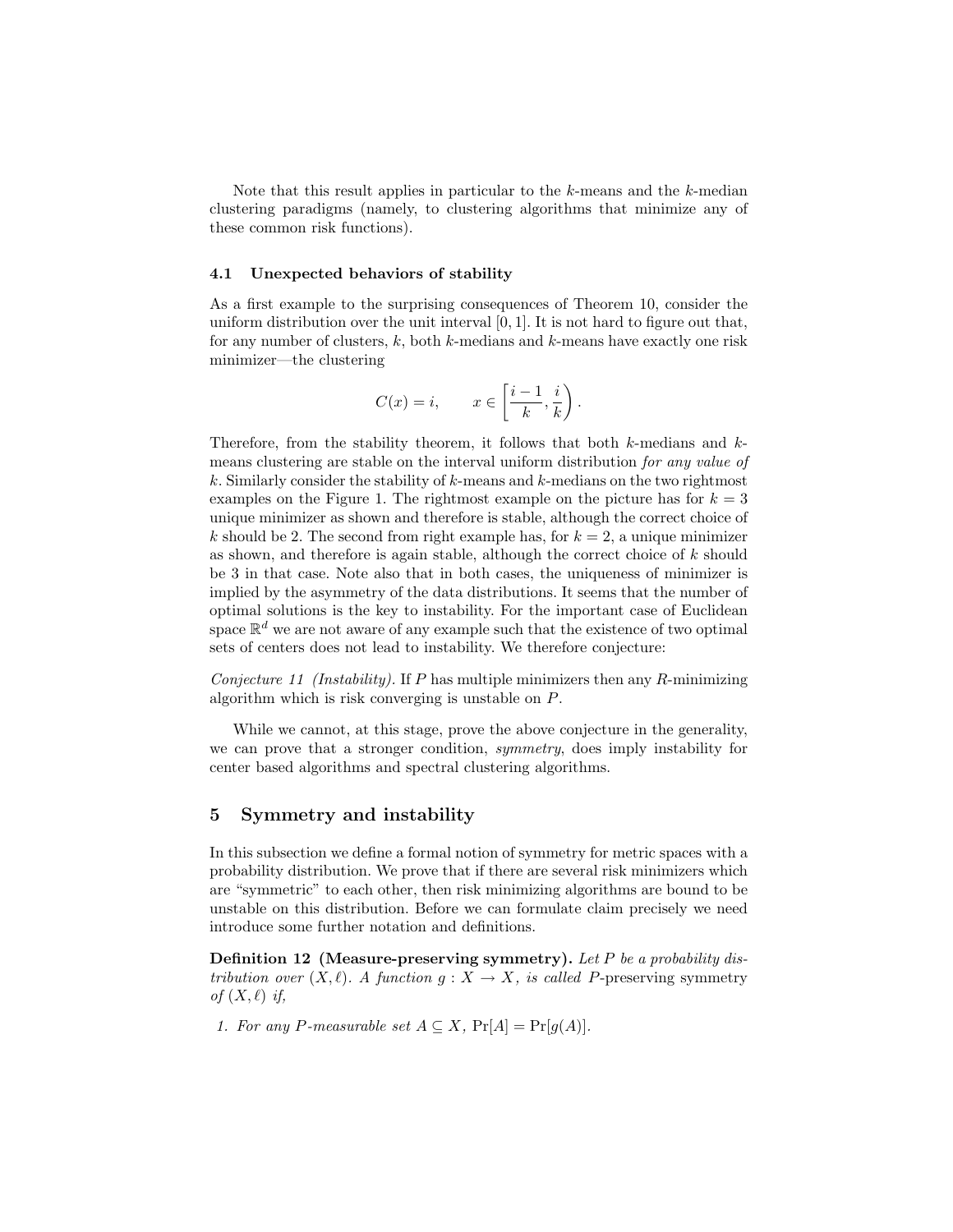Note that this result applies in particular to the $k$-means and the $k$-median clustering paradigms (namely, to clustering algorithms that minimize any of these common risk functions).

### 4.1 Unexpected behaviors of stability

As a first example to the surprising consequences of Theorem 10, consider the uniform distribution over the unit interval $[0, 1]$. It is not hard to figure out that, for any number of clusters, $k$, both $k$-medians and $k$-means have exactly one risk minimizer—the clustering

$$C(x) = i, \qquad x \in \left[\frac{i-1}{k}, \frac{i}{k}\right).$$

Therefore, from the stability theorem, it follows that both $k$-medians and $k$-means clustering are stable on the interval uniform distribution *for any value of* $k$. Similarly consider the stability of $k$-means and $k$-medians on the two rightmost examples on the Figure 1. The rightmost example on the picture has for $k = 3$ unique minimizer as shown and therefore is stable, although the correct choice of $k$ should be 2. The second from right example has, for $k = 2$, a unique minimizer as shown, and therefore is again stable, although the correct choice of $k$ should be 3 in that case. Note also that in both cases, the uniqueness of minimizer is implied by the asymmetry of the data distributions. It seems that the number of optimal solutions is the key to instability. For the important case of Euclidean space $\mathbb{R}^d$ we are not aware of any example such that the existence of two optimal sets of centers does not lead to instability. We therefore conjecture:

*Conjecture 11 (Instability).* If $P$ has multiple minimizers then any $R$-minimizing algorithm which is risk converging is unstable on $P$.

While we cannot, at this stage, prove the above conjecture in the generality, we can prove that a stronger condition, *symmetry*, does imply instability for center based algorithms and spectral clustering algorithms.

## 5 Symmetry and instability

In this subsection we define a formal notion of symmetry for metric spaces with a probability distribution. We prove that if there are several risk minimizers which are "symmetric" to each other, then risk minimizing algorithms are bound to be unstable on this distribution. Before we can formulate claim precisely we need introduce some further notation and definitions.

**Definition 12 (Measure-preserving symmetry).** *Let $P$ be a probability distribution over $(X, \ell)$. A function $g : X \to X$, is called $P$-preserving symmetry of $(X, \ell)$ if,*

1. *For any $P$-measurable set $A \subseteq X$, $\Pr[A] = \Pr[g(A)]$.*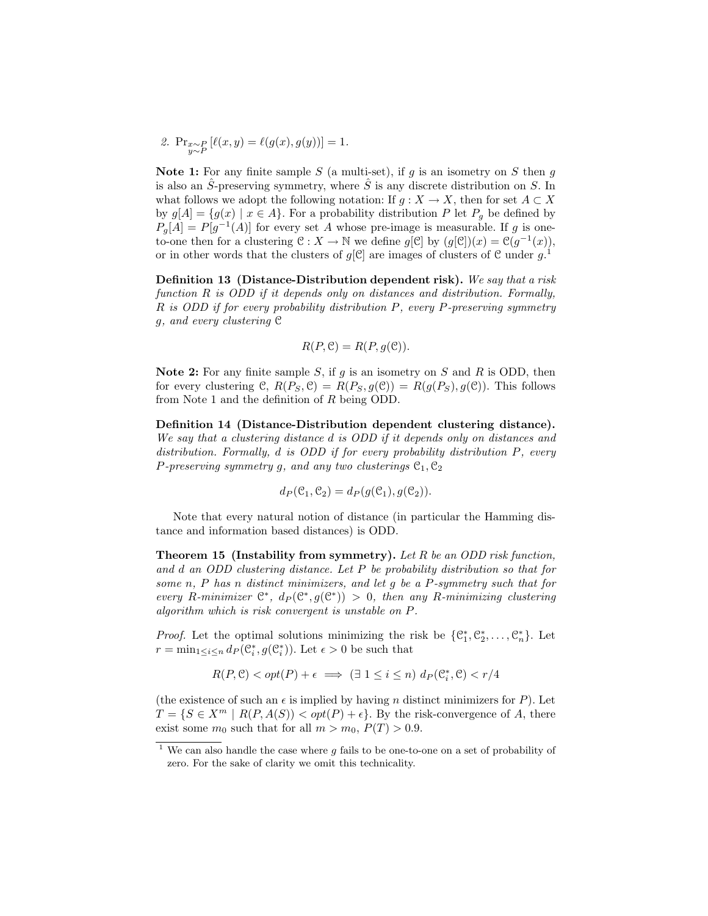2. $\Pr_{\substack{x \sim P \\ y \sim P}} \left[ \ell(x, y) = \ell(g(x), g(y)) \right] = 1.$

**Note 1:** For any finite sample $S$ (a multi-set), if $g$ is an isometry on $S$ then $g$ is also an $\hat{S}$-preserving symmetry, where $\hat{S}$ is any discrete distribution on $S$. In what follows we adopt the following notation: If $g : X \to X$, then for set $A \subset X$ by $g[A] = \{g(x) \mid x \in A\}$. For a probability distribution $P$ let $P_g$ be defined by $P_g[A] = P[g^{-1}(A)]$ for every set $A$ whose pre-image is measurable. If $g$ is one-to-one then for a clustering $\mathcal{C} : X \to \mathbb{N}$ we define $g[\mathcal{C}]$ by $(g[\mathcal{C}])(x) = \mathcal{C}(g^{-1}(x))$, or in other words that the clusters of $g[\mathcal{C}]$ are images of clusters of $\mathcal{C}$ under $g$.[1]

**Definition 13 (Distance-Distribution dependent risk).** *We say that a risk function $R$ is ODD if it depends only on distances and distribution. Formally, $R$ is ODD if for every probability distribution $P$, every $P$-preserving symmetry $g$, and every clustering $\mathcal{C}$*

$$R(P, \mathcal{C}) = R(P, g(\mathcal{C})).$$

**Note 2:** For any finite sample $S$, if $g$ is an isometry on $S$ and $R$ is ODD, then for every clustering $\mathcal{C}$, $R(P_S, \mathcal{C}) = R(P_S, g(\mathcal{C})) = R(g(P_S), g(\mathcal{C}))$. This follows from Note 1 and the definition of $R$ being ODD.

**Definition 14 (Distance-Distribution dependent clustering distance).** *We say that a clustering distance $d$ is ODD if it depends only on distances and distribution. Formally, $d$ is ODD if for every probability distribution $P$, every $P$-preserving symmetry $g$, and any two clusterings $\mathcal{C}_1, \mathcal{C}_2$*

$$d_P(\mathcal{C}_1, \mathcal{C}_2) = d_P(g(\mathcal{C}_1), g(\mathcal{C}_2)).$$

Note that every natural notion of distance (in particular the Hamming distance and information based distances) is ODD.

**Theorem 15 (Instability from symmetry).** *Let $R$ be an ODD risk function, and $d$ an ODD clustering distance. Let $P$ be probability distribution so that for some $n$, $P$ has $n$ distinct minimizers, and let $g$ be a $P$-symmetry such that for every $R$-minimizer $\mathcal{C}^*$, $d_P(\mathcal{C}^*, g(\mathcal{C}^*)) > 0$, then any $R$-minimizing clustering algorithm which is risk convergent is unstable on $P$.*

*Proof.* Let the optimal solutions minimizing the risk be $\{\mathcal{C}_1^*, \mathcal{C}_2^*, \ldots, \mathcal{C}_n^*\}$. Let $r = \min_{1 \le i \le n} d_P(\mathcal{C}_i^*, g(\mathcal{C}_i^*))$. Let $\epsilon > 0$ be such that

$$R(P, \mathcal{C}) < opt(P) + \epsilon \implies (\exists\, 1 \le i \le n)\ d_P(\mathcal{C}_i^*, \mathcal{C}) < r/4$$

(the existence of such an $\epsilon$ is implied by having $n$ distinct minimizers for $P$). Let $T = \{S \in X^m \mid R(P, A(S)) < opt(P) + \epsilon\}$. By the risk-convergence of $A$, there exist some $m_0$ such that for all $m > m_0$, $P(T) > 0.9$.

[1] We can also handle the case where $g$ fails to be one-to-one on a set of probability of zero. For the sake of clarity we omit this technicality.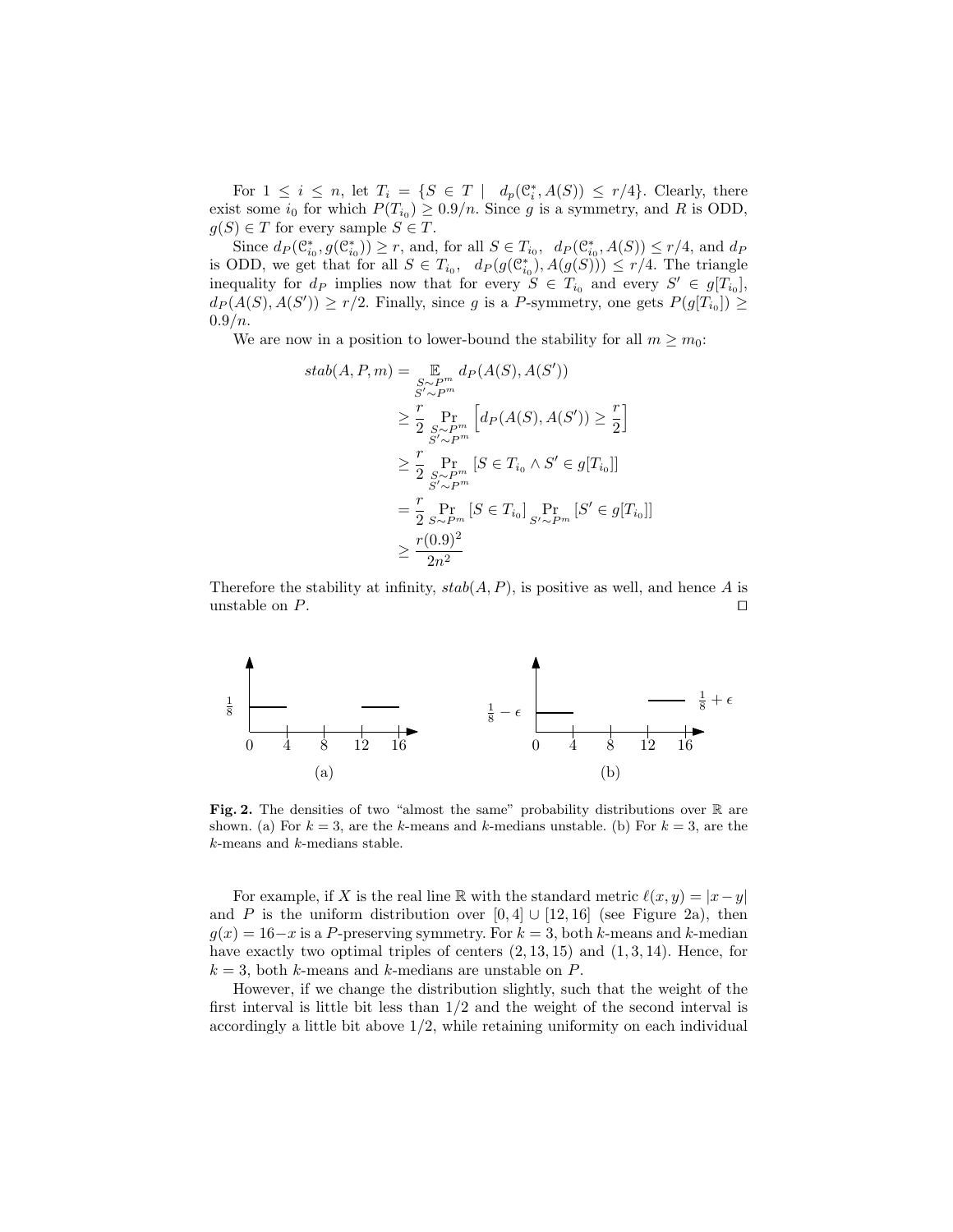For $1 \leq i \leq n$, let $T_i = \{S \in T \mid d_p(\mathcal{C}_i^*, A(S)) \leq r/4\}$. Clearly, there exist some $i_0$ for which $P(T_{i_0}) \geq 0.9/n$. Since $g$ is a symmetry, and $R$ is ODD, $g(S) \in T$ for every sample $S \in T$.

Since $d_P(\mathcal{C}_{i_0}^*, g(\mathcal{C}_{i_0}^*)) \geq r$, and, for all $S \in T_{i_0}$, $d_P(\mathcal{C}_{i_0}^*, A(S)) \leq r/4$, and $d_P$ is ODD, we get that for all $S \in T_{i_0}$, $d_P(g(\mathcal{C}_{i_0}^*), A(g(S))) \leq r/4$. The triangle inequality for $d_P$ implies now that for every $S \in T_{i_0}$ and every $S' \in g[T_{i_0}]$, $d_P(A(S), A(S')) \geq r/2$. Finally, since $g$ is a $P$-symmetry, one gets $P(g[T_{i_0}]) \geq 0.9/n$.

We are now in a position to lower-bound the stability for all $m \geq m_0$:

$$
\begin{aligned}
stab(A, P, m) &= \mathop{\mathbb{E}}_{\substack{S \sim P^m \\ S' \sim P^m}} d_P(A(S), A(S')) \\
&\geq \frac{r}{2} \Pr_{\substack{S \sim P^m \\ S' \sim P^m}} \left[ d_P(A(S), A(S')) \geq \frac{r}{2} \right] \\
&\geq \frac{r}{2} \Pr_{\substack{S \sim P^m \\ S' \sim P^m}} \left[ S \in T_{i_0} \wedge S' \in g[T_{i_0}] \right] \\
&= \frac{r}{2} \Pr_{S \sim P^m} \left[ S \in T_{i_0} \right] \Pr_{S' \sim P^m} \left[ S' \in g[T_{i_0}] \right] \\
&\geq \frac{r(0.9)^2}{2n^2}
\end{aligned}
$$

Therefore the stability at infinity, $stab(A, P)$, is positive as well, and hence $A$ is unstable on $P$. $\square$

**Fig. 2.** The densities of two "almost the same" probability distributions over $\mathbb{R}$ are shown. (a) For $k = 3$, are the $k$-means and $k$-medians unstable. (b) For $k = 3$, are the $k$-means and $k$-medians stable.

For example, if $X$ is the real line $\mathbb{R}$ with the standard metric $\ell(x, y) = |x - y|$ and $P$ is the uniform distribution over $[0, 4] \cup [12, 16]$ (see Figure 2a), then $g(x) = 16 - x$ is a $P$-preserving symmetry. For $k = 3$, both $k$-means and $k$-median have exactly two optimal triples of centers $(2, 13, 15)$ and $(1, 3, 14)$. Hence, for $k = 3$, both $k$-means and $k$-medians are unstable on $P$.

However, if we change the distribution slightly, such that the weight of the first interval is little bit less than $1/2$ and the weight of the second interval is accordingly a little bit above $1/2$, while retaining uniformity on each individual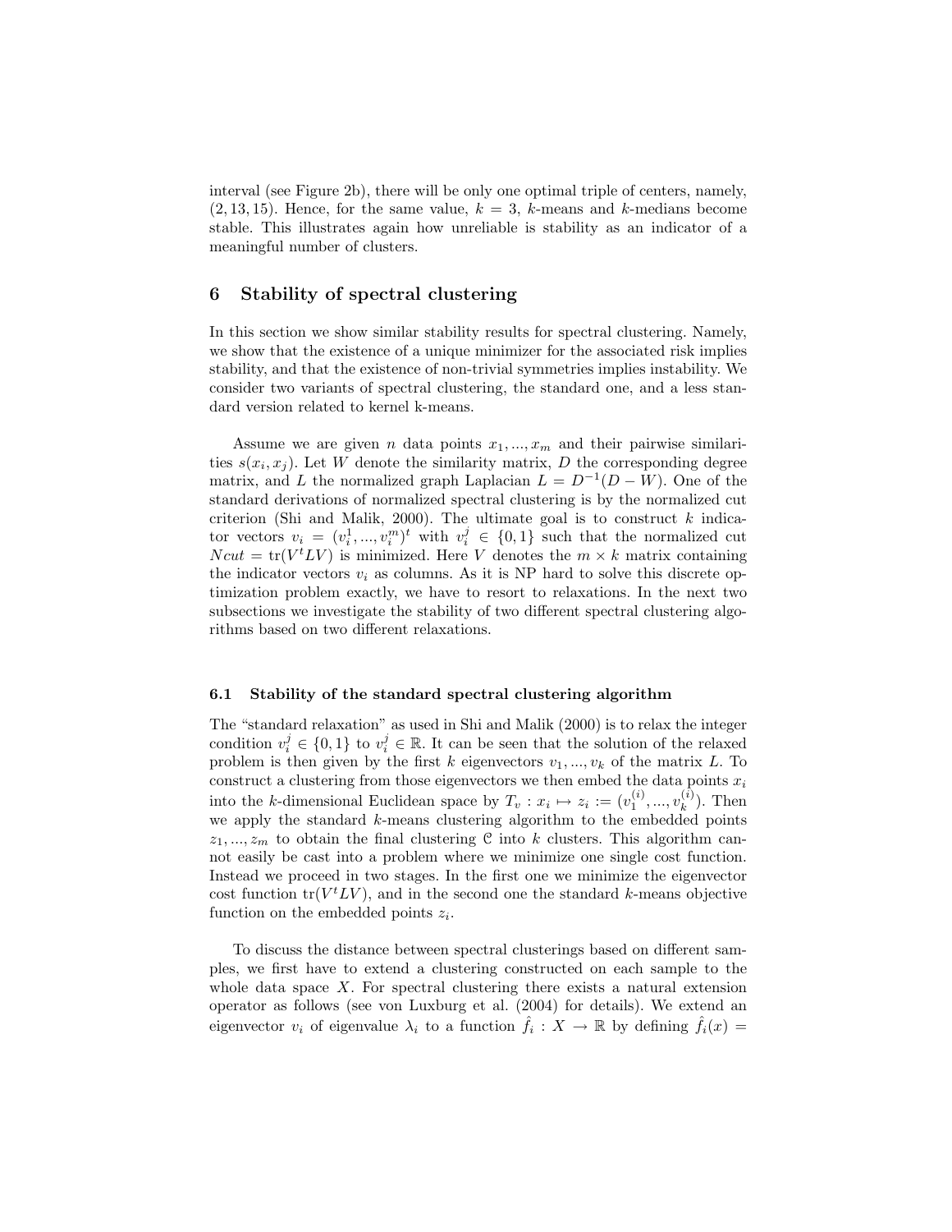interval (see Figure 2b), there will be only one optimal triple of centers, namely, $(2, 13, 15)$. Hence, for the same value, $k = 3$, $k$-means and $k$-medians become stable. This illustrates again how unreliable is stability as an indicator of a meaningful number of clusters.

## 6 Stability of spectral clustering

In this section we show similar stability results for spectral clustering. Namely, we show that the existence of a unique minimizer for the associated risk implies stability, and that the existence of non-trivial symmetries implies instability. We consider two variants of spectral clustering, the standard one, and a less standard version related to kernel k-means.

Assume we are given $n$ data points $x_1, ..., x_m$ and their pairwise similarities $s(x_i, x_j)$. Let $W$ denote the similarity matrix, $D$ the corresponding degree matrix, and $L$ the normalized graph Laplacian $L = D^{-1}(D - W)$. One of the standard derivations of normalized spectral clustering is by the normalized cut criterion (Shi and Malik, 2000). The ultimate goal is to construct $k$ indicator vectors $v_i = (v_i^1, ..., v_i^m)^t$ with $v_i^j \in \{0, 1\}$ such that the normalized cut $Ncut = \text{tr}(V^t L V)$ is minimized. Here $V$ denotes the $m \times k$ matrix containing the indicator vectors $v_i$ as columns. As it is NP hard to solve this discrete optimization problem exactly, we have to resort to relaxations. In the next two subsections we investigate the stability of two different spectral clustering algorithms based on two different relaxations.

### 6.1 Stability of the standard spectral clustering algorithm

The "standard relaxation" as used in Shi and Malik (2000) is to relax the integer condition $v_i^j \in \{0, 1\}$ to $v_i^j \in \mathbb{R}$. It can be seen that the solution of the relaxed problem is then given by the first $k$ eigenvectors $v_1, ..., v_k$ of the matrix $L$. To construct a clustering from those eigenvectors we then embed the data points $x_i$ into the $k$-dimensional Euclidean space by $T_v : x_i \mapsto z_i := (v_1^{(i)}, ..., v_k^{(i)})$. Then we apply the standard $k$-means clustering algorithm to the embedded points $z_1, ..., z_m$ to obtain the final clustering $\mathcal{C}$ into $k$ clusters. This algorithm cannot easily be cast into a problem where we minimize one single cost function. Instead we proceed in two stages. In the first one we minimize the eigenvector cost function $\text{tr}(V^t L V)$, and in the second one the standard $k$-means objective function on the embedded points $z_i$.

To discuss the distance between spectral clusterings based on different samples, we first have to extend a clustering constructed on each sample to the whole data space $X$. For spectral clustering there exists a natural extension operator as follows (see von Luxburg et al. (2004) for details). We extend an eigenvector $v_i$ of eigenvalue $\lambda_i$ to a function $\hat{f}_i : X \to \mathbb{R}$ by defining $\hat{f}_i(x) =$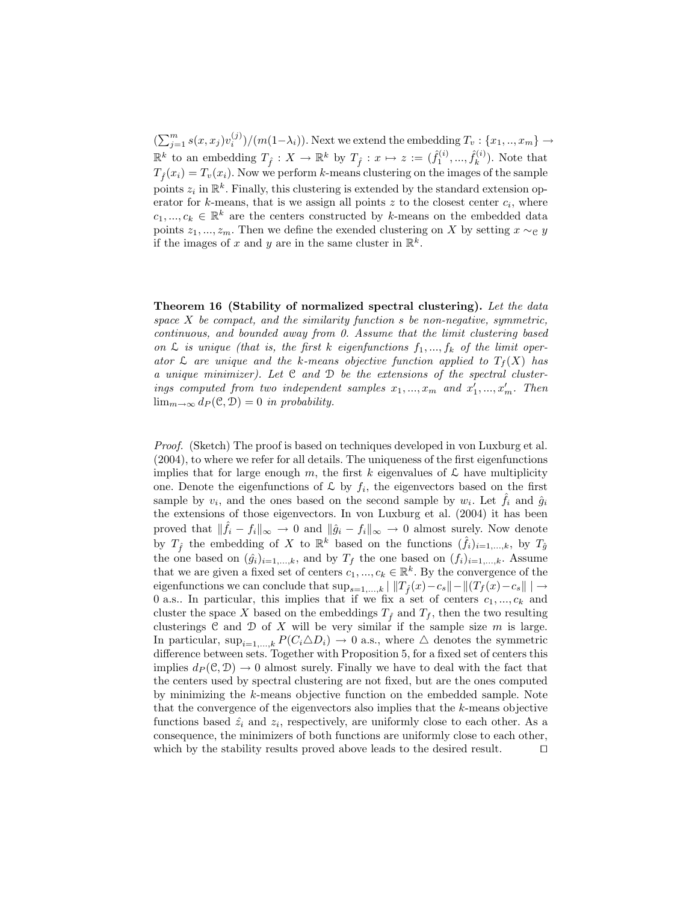$(\sum_{j=1}^{m} s(x,x_j)v_i^{(j)})/(m(1-\lambda_i))$. Next we extend the embedding $T_v : \{x_1,..,x_m\} \to \mathbb{R}^k$ to an embedding $T_{\hat{f}} : X \to \mathbb{R}^k$ by $T_{\hat{f}} : x \mapsto z := (\hat{f}_1^{(i)},...,\hat{f}_k^{(i)})$. Note that $T_{\hat{f}}(x_i) = T_v(x_i)$. Now we perform $k$-means clustering on the images of the sample points $z_i$ in $\mathbb{R}^k$. Finally, this clustering is extended by the standard extension operator for $k$-means, that is we assign all points $z$ to the closest center $c_i$, where $c_1,...,c_k \in \mathbb{R}^k$ are the centers constructed by $k$-means on the embedded data points $z_1,...,z_m$. Then we define the exended clustering on $X$ by setting $x \sim_{\mathcal{C}} y$ if the images of $x$ and $y$ are in the same cluster in $\mathbb{R}^k$.

**Theorem 16 (Stability of normalized spectral clustering).** *Let the data space $X$ be compact, and the similarity function $s$ be non-negative, symmetric, continuous, and bounded away from 0. Assume that the limit clustering based on $\mathcal{L}$ is unique (that is, the first $k$ eigenfunctions $f_1,...,f_k$ of the limit operator $\mathcal{L}$ are unique and the $k$-means objective function applied to $T_f(X)$ has a unique minimizer). Let $\mathcal{C}$ and $\mathcal{D}$ be the extensions of the spectral clusterings computed from two independent samples $x_1,...,x_m$ and $x'_1,...,x'_m$. Then $\lim_{m\to\infty} d_P(\mathcal{C},\mathcal{D}) = 0$ in probability.*

*Proof.* (Sketch) The proof is based on techniques developed in von Luxburg et al. (2004), to where we refer for all details. The uniqueness of the first eigenfunctions implies that for large enough $m$, the first $k$ eigenvalues of $\mathcal{L}$ have multiplicity one. Denote the eigenfunctions of $\mathcal{L}$ by $f_i$, the eigenvectors based on the first sample by $v_i$, and the ones based on the second sample by $w_i$. Let $\hat{f}_i$ and $\hat{g}_i$ the extensions of those eigenvectors. In von Luxburg et al. (2004) it has been proved that $\|\hat{f}_i - f_i\|_\infty \to 0$ and $\|\hat{g}_i - f_i\|_\infty \to 0$ almost surely. Now denote by $T_{\hat{f}}$ the embedding of $X$ to $\mathbb{R}^k$ based on the functions $(\hat{f}_i)_{i=1,...,k}$, by $T_{\hat{g}}$ the one based on $(\hat{g}_i)_{i=1,...,k}$, and by $T_f$ the one based on $(f_i)_{i=1,...,k}$. Assume that we are given a fixed set of centers $c_1,...,c_k \in \mathbb{R}^k$. By the convergence of the eigenfunctions we can conclude that $\sup_{s=1,...,k} |\,\|T_{\hat{f}}(x)-c_s\| - \|(T_f(x)-c_s\|\,| \to 0$ a.s.. In particular, this implies that if we fix a set of centers $c_1,...,c_k$ and cluster the space $X$ based on the embeddings $T_{\hat{f}}$ and $T_f$, then the two resulting clusterings $\mathcal{C}$ and $\mathcal{D}$ of $X$ will be very similar if the sample size $m$ is large. In particular, $\sup_{i=1,...,k} P(C_i \triangle D_i) \to 0$ a.s., where $\triangle$ denotes the symmetric difference between sets. Together with Proposition 5, for a fixed set of centers this implies $d_P(\mathcal{C},\mathcal{D}) \to 0$ almost surely. Finally we have to deal with the fact that the centers used by spectral clustering are not fixed, but are the ones computed by minimizing the $k$-means objective function on the embedded sample. Note that the convergence of the eigenvectors also implies that the $k$-means objective functions based $\hat{z}_i$ and $z_i$, respectively, are uniformly close to each other. As a consequence, the minimizers of both functions are uniformly close to each other, which by the stability results proved above leads to the desired result. $\square$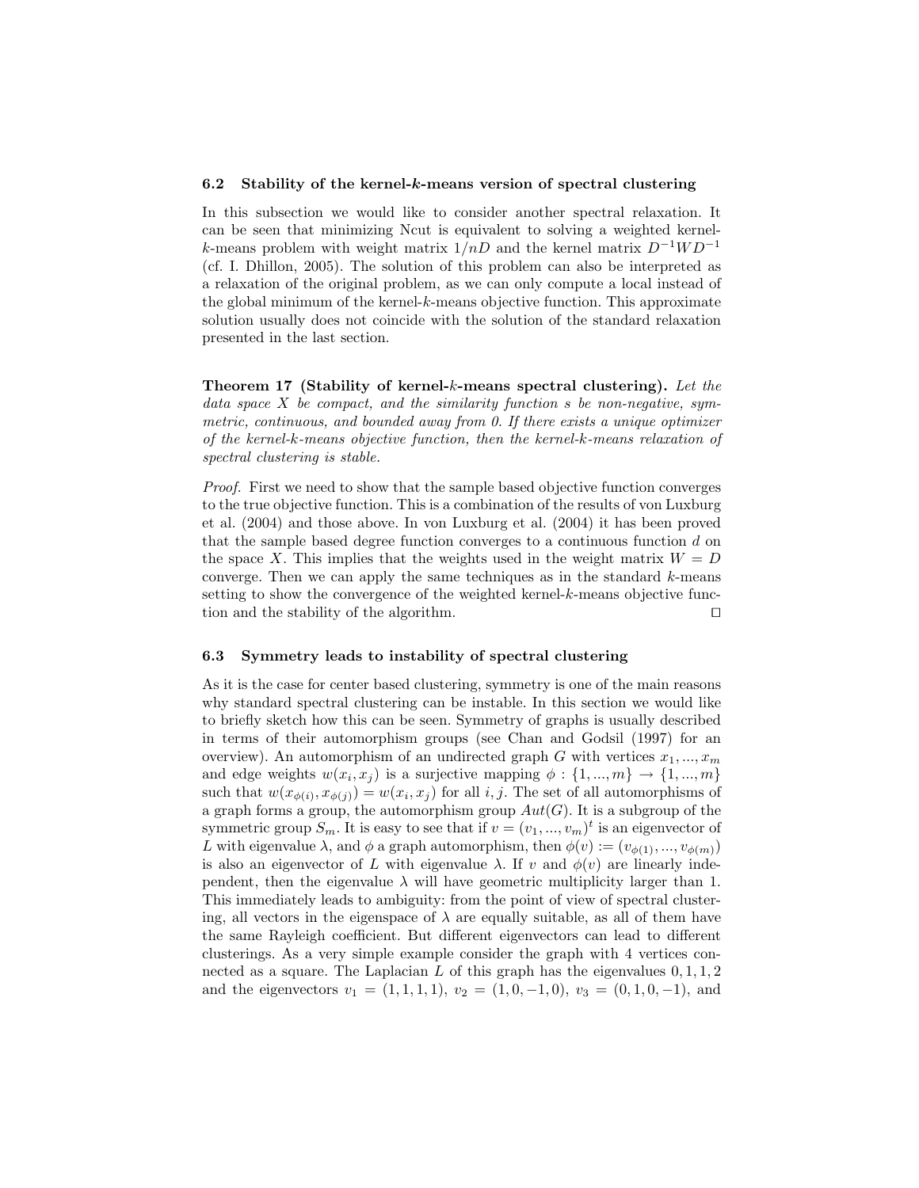### 6.2 Stability of the kernel-$k$-means version of spectral clustering

In this subsection we would like to consider another spectral relaxation. It can be seen that minimizing Ncut is equivalent to solving a weighted kernel-$k$-means problem with weight matrix $1/nD$ and the kernel matrix $D^{-1}WD^{-1}$ (cf. I. Dhillon, 2005). The solution of this problem can also be interpreted as a relaxation of the original problem, as we can only compute a local instead of the global minimum of the kernel-$k$-means objective function. This approximate solution usually does not coincide with the solution of the standard relaxation presented in the last section.

**Theorem 17 (Stability of kernel-$k$-means spectral clustering).** *Let the data space $X$ be compact, and the similarity function $s$ be non-negative, symmetric, continuous, and bounded away from 0. If there exists a unique optimizer of the kernel-$k$-means objective function, then the kernel-$k$-means relaxation of spectral clustering is stable.*

*Proof.* First we need to show that the sample based objective function converges to the true objective function. This is a combination of the results of von Luxburg et al. (2004) and those above. In von Luxburg et al. (2004) it has been proved that the sample based degree function converges to a continuous function $d$ on the space $X$. This implies that the weights used in the weight matrix $W = D$ converge. Then we can apply the same techniques as in the standard $k$-means setting to show the convergence of the weighted kernel-$k$-means objective function and the stability of the algorithm. □

### 6.3 Symmetry leads to instability of spectral clustering

As it is the case for center based clustering, symmetry is one of the main reasons why standard spectral clustering can be instable. In this section we would like to briefly sketch how this can be seen. Symmetry of graphs is usually described in terms of their automorphism groups (see Chan and Godsil (1997) for an overview). An automorphism of an undirected graph $G$ with vertices $x_1, ..., x_m$ and edge weights $w(x_i, x_j)$ is a surjective mapping $\phi : \{1, ..., m\} \to \{1, ..., m\}$ such that $w(x_{\phi(i)}, x_{\phi(j)}) = w(x_i, x_j)$ for all $i, j$. The set of all automorphisms of a graph forms a group, the automorphism group $Aut(G)$. It is a subgroup of the symmetric group $S_m$. It is easy to see that if $v = (v_1, ..., v_m)^t$ is an eigenvector of $L$ with eigenvalue $\lambda$, and $\phi$ a graph automorphism, then $\phi(v) := (v_{\phi(1)}, ..., v_{\phi(m)})$ is also an eigenvector of $L$ with eigenvalue $\lambda$. If $v$ and $\phi(v)$ are linearly independent, then the eigenvalue $\lambda$ will have geometric multiplicity larger than 1. This immediately leads to ambiguity: from the point of view of spectral clustering, all vectors in the eigenspace of $\lambda$ are equally suitable, as all of them have the same Rayleigh coefficient. But different eigenvectors can lead to different clusterings. As a very simple example consider the graph with 4 vertices connected as a square. The Laplacian $L$ of this graph has the eigenvalues $0, 1, 1, 2$ and the eigenvectors $v_1 = (1, 1, 1, 1)$, $v_2 = (1, 0, -1, 0)$, $v_3 = (0, 1, 0, -1)$, and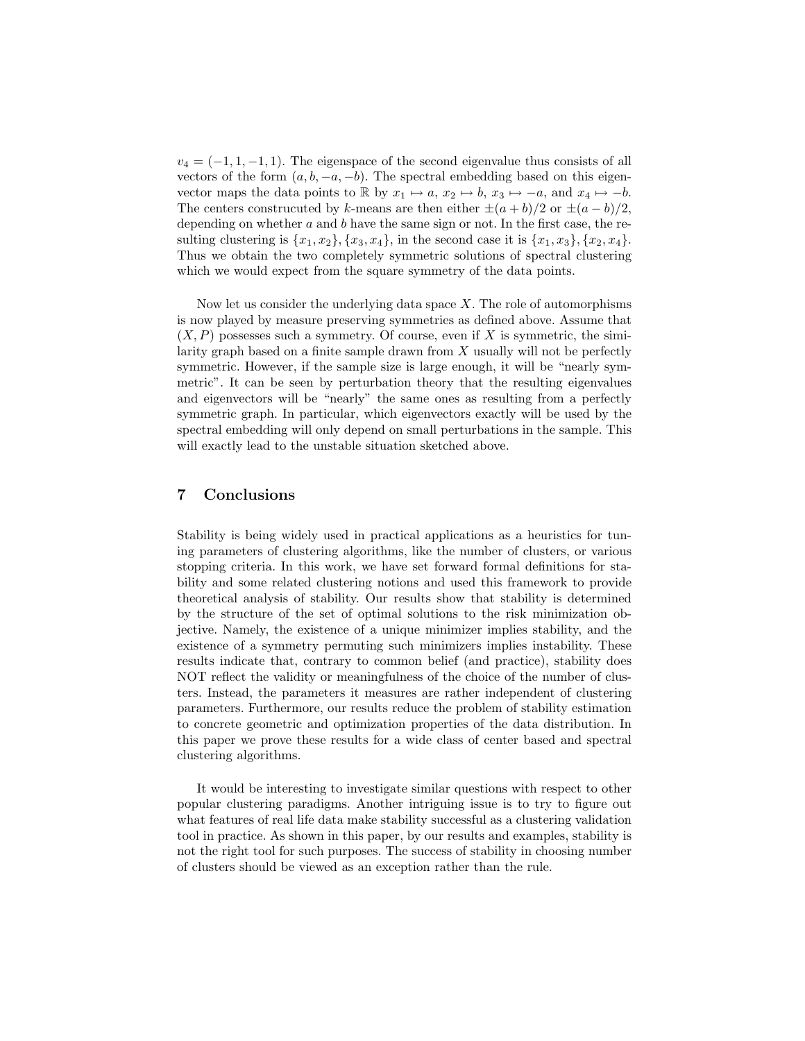$v_4 = (-1, 1, -1, 1)$. The eigenspace of the second eigenvalue thus consists of all vectors of the form $(a, b, -a, -b)$. The spectral embedding based on this eigenvector maps the data points to $\mathbb{R}$ by $x_1 \mapsto a$, $x_2 \mapsto b$, $x_3 \mapsto -a$, and $x_4 \mapsto -b$. The centers construcuted by $k$-means are then either $\pm(a+b)/2$ or $\pm(a-b)/2$, depending on whether $a$ and $b$ have the same sign or not. In the first case, the resulting clustering is $\{x_1, x_2\}, \{x_3, x_4\}$, in the second case it is $\{x_1, x_3\}, \{x_2, x_4\}$. Thus we obtain the two completely symmetric solutions of spectral clustering which we would expect from the square symmetry of the data points.

Now let us consider the underlying data space $X$. The role of automorphisms is now played by measure preserving symmetries as defined above. Assume that $(X, P)$ possesses such a symmetry. Of course, even if $X$ is symmetric, the similarity graph based on a finite sample drawn from $X$ usually will not be perfectly symmetric. However, if the sample size is large enough, it will be "nearly symmetric". It can be seen by perturbation theory that the resulting eigenvalues and eigenvectors will be "nearly" the same ones as resulting from a perfectly symmetric graph. In particular, which eigenvectors exactly will be used by the spectral embedding will only depend on small perturbations in the sample. This will exactly lead to the unstable situation sketched above.

## 7 Conclusions

Stability is being widely used in practical applications as a heuristics for tuning parameters of clustering algorithms, like the number of clusters, or various stopping criteria. In this work, we have set forward formal definitions for stability and some related clustering notions and used this framework to provide theoretical analysis of stability. Our results show that stability is determined by the structure of the set of optimal solutions to the risk minimization objective. Namely, the existence of a unique minimizer implies stability, and the existence of a symmetry permuting such minimizers implies instability. These results indicate that, contrary to common belief (and practice), stability does NOT reflect the validity or meaningfulness of the choice of the number of clusters. Instead, the parameters it measures are rather independent of clustering parameters. Furthermore, our results reduce the problem of stability estimation to concrete geometric and optimization properties of the data distribution. In this paper we prove these results for a wide class of center based and spectral clustering algorithms.

It would be interesting to investigate similar questions with respect to other popular clustering paradigms. Another intriguing issue is to try to figure out what features of real life data make stability successful as a clustering validation tool in practice. As shown in this paper, by our results and examples, stability is not the right tool for such purposes. The success of stability in choosing number of clusters should be viewed as an exception rather than the rule.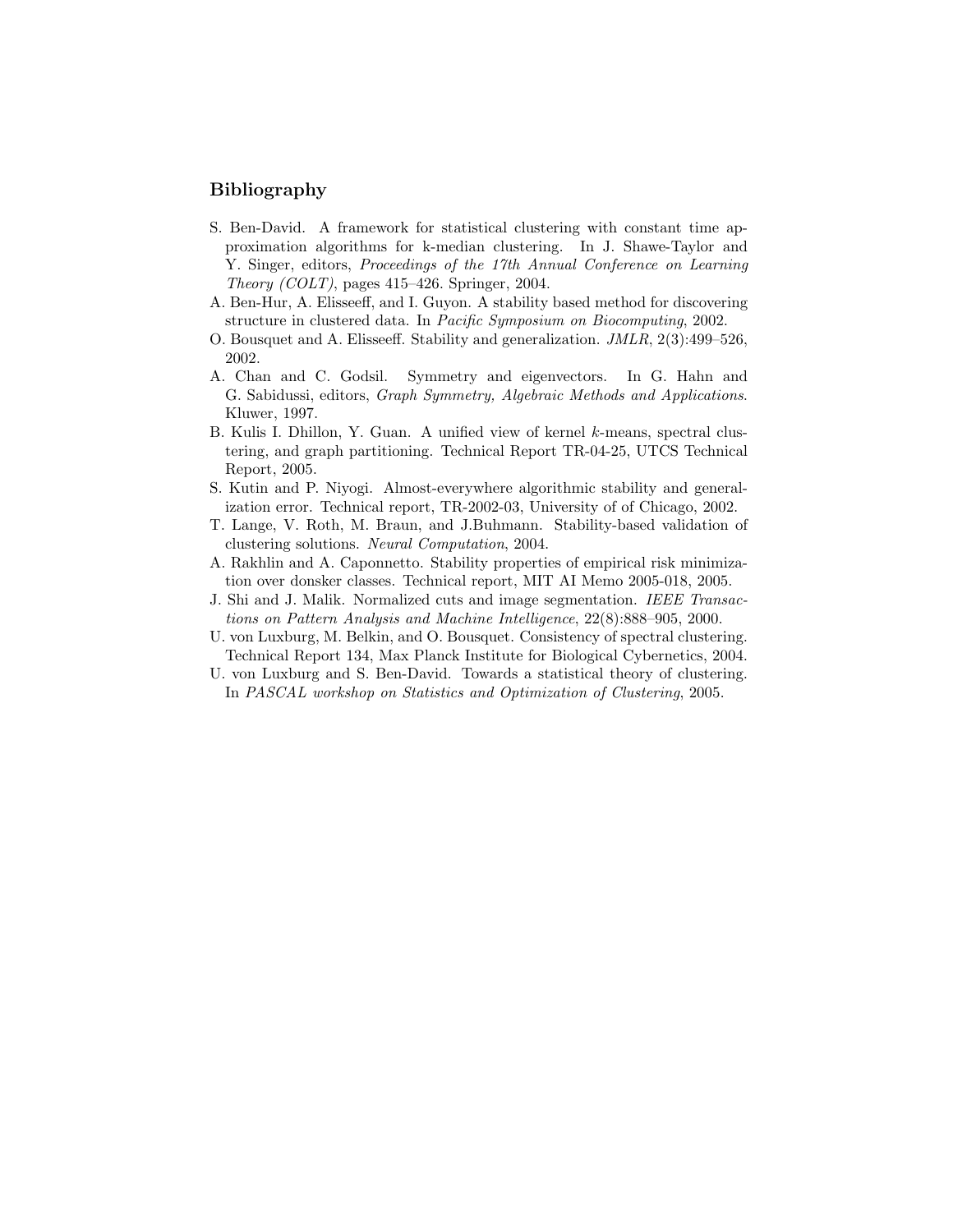## Bibliography

S. Ben-David. A framework for statistical clustering with constant time approximation algorithms for k-median clustering. In J. Shawe-Taylor and Y. Singer, editors, *Proceedings of the 17th Annual Conference on Learning Theory (COLT)*, pages 415–426. Springer, 2004.

A. Ben-Hur, A. Elisseeff, and I. Guyon. A stability based method for discovering structure in clustered data. In *Pacific Symposium on Biocomputing*, 2002.

O. Bousquet and A. Elisseeff. Stability and generalization. *JMLR*, 2(3):499–526, 2002.

A. Chan and C. Godsil. Symmetry and eigenvectors. In G. Hahn and G. Sabidussi, editors, *Graph Symmetry, Algebraic Methods and Applications*. Kluwer, 1997.

B. Kulis I. Dhillon, Y. Guan. A unified view of kernel $k$-means, spectral clustering, and graph partitioning. Technical Report TR-04-25, UTCS Technical Report, 2005.

S. Kutin and P. Niyogi. Almost-everywhere algorithmic stability and generalization error. Technical report, TR-2002-03, University of of Chicago, 2002.

T. Lange, V. Roth, M. Braun, and J.Buhmann. Stability-based validation of clustering solutions. *Neural Computation*, 2004.

A. Rakhlin and A. Caponnetto. Stability properties of empirical risk minimization over donsker classes. Technical report, MIT AI Memo 2005-018, 2005.

J. Shi and J. Malik. Normalized cuts and image segmentation. *IEEE Transactions on Pattern Analysis and Machine Intelligence*, 22(8):888–905, 2000.

U. von Luxburg, M. Belkin, and O. Bousquet. Consistency of spectral clustering. Technical Report 134, Max Planck Institute for Biological Cybernetics, 2004.

U. von Luxburg and S. Ben-David. Towards a statistical theory of clustering. In *PASCAL workshop on Statistics and Optimization of Clustering*, 2005.